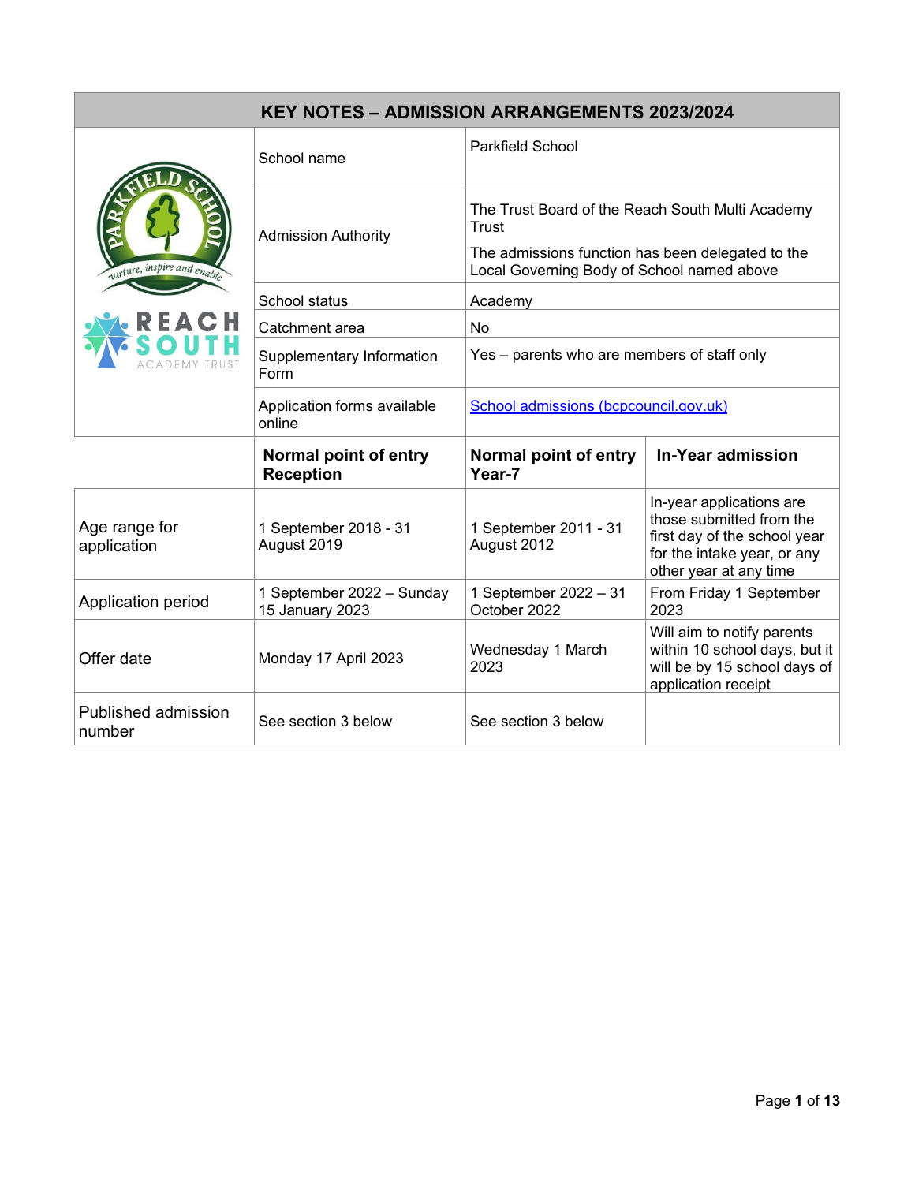# KEY NOTES – ADMISSION ARRANGEMENTS 2023/2024

| | |
|---|---|
| School name | Parkfield School |
| Admission Authority | The Trust Board of the Reach South Multi Academy Trust<br><br>The admissions function has been delegated to the Local Governing Body of School named above |
| School status | Academy |
| Catchment area | No |
| Supplementary Information Form | Yes – parents who are members of staff only |
| Application forms available online | [School admissions (bcpcouncil.gov.uk)](https://www.bcpcouncil.gov.uk) |

| | Normal point of entry Reception | Normal point of entry Year-7 | In-Year admission |
|---|---|---|---|
| Age range for application | 1 September 2018 - 31 August 2019 | 1 September 2011 - 31 August 2012 | In-year applications are those submitted from the first day of the school year for the intake year, or any other year at any time |
| Application period | 1 September 2022 – Sunday 15 January 2023 | 1 September 2022 – 31 October 2022 | From Friday 1 September 2023 |
| Offer date | Monday 17 April 2023 | Wednesday 1 March 2023 | Will aim to notify parents within 10 school days, but it will be by 15 school days of application receipt |
| Published admission number | See section 3 below | See section 3 below | |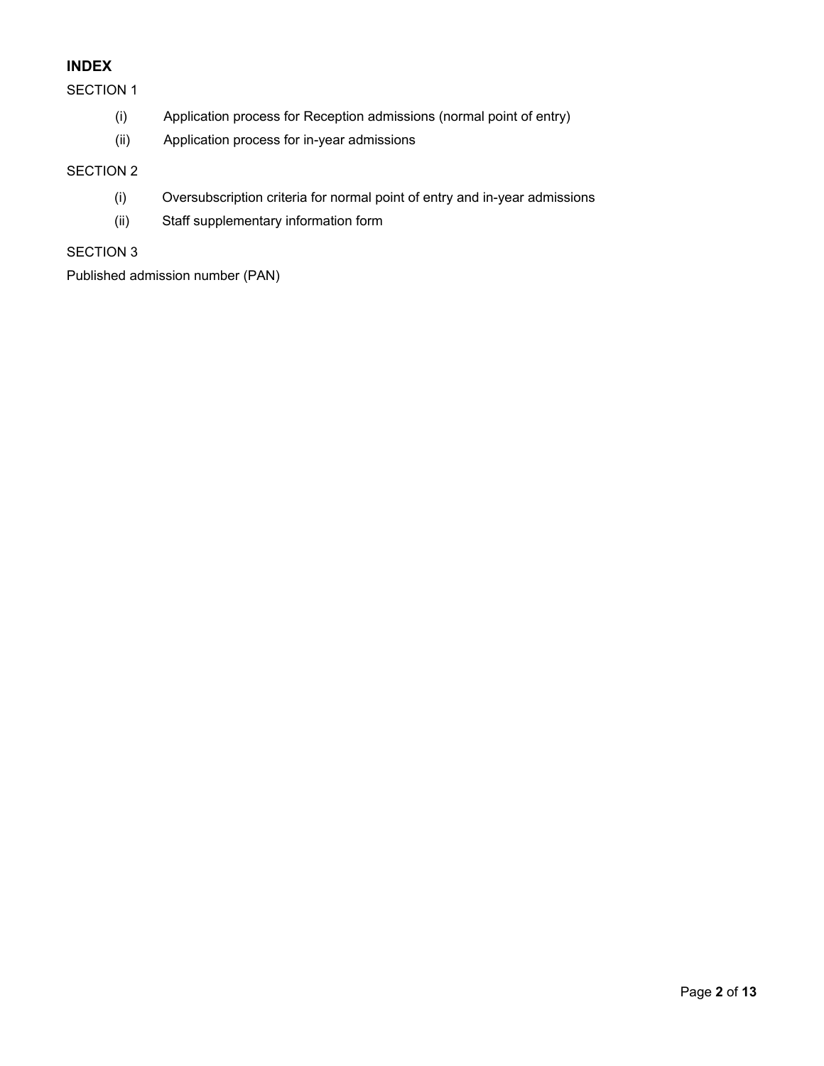**INDEX**

SECTION 1

(i) Application process for Reception admissions (normal point of entry)

(ii) Application process for in-year admissions

SECTION 2

(i) Oversubscription criteria for normal point of entry and in-year admissions

(ii) Staff supplementary information form

SECTION 3

Published admission number (PAN)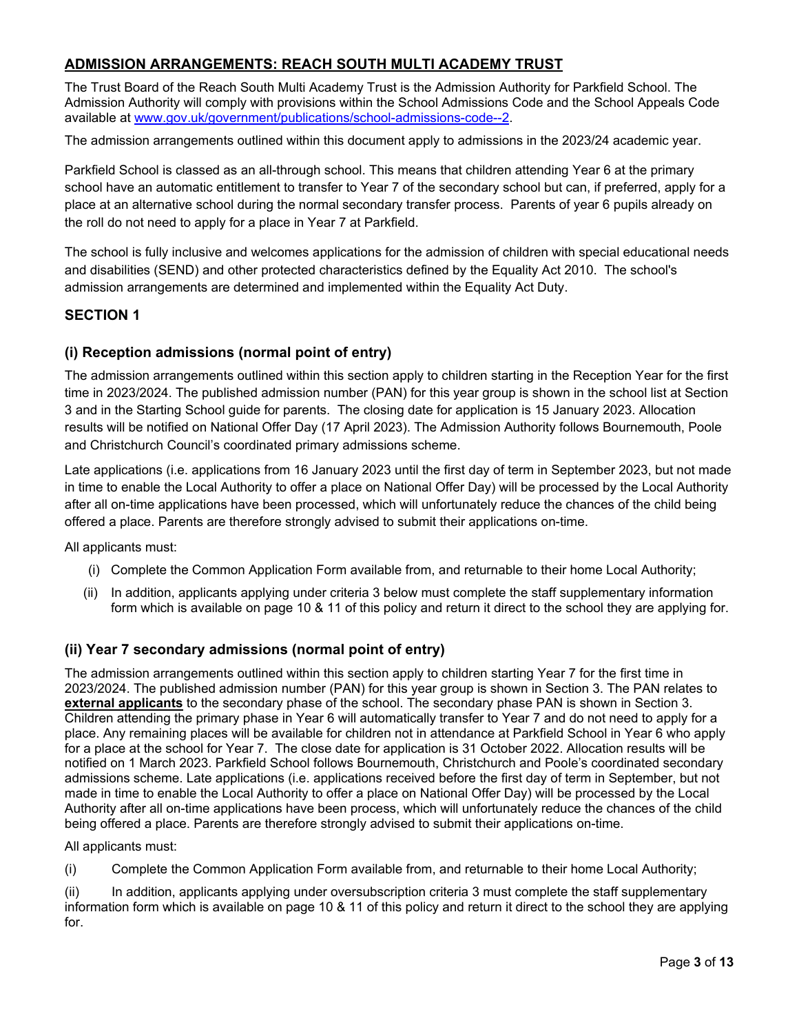## ADMISSION ARRANGEMENTS: REACH SOUTH MULTI ACADEMY TRUST

The Trust Board of the Reach South Multi Academy Trust is the Admission Authority for Parkfield School. The Admission Authority will comply with provisions within the School Admissions Code and the School Appeals Code available at [www.gov.uk/government/publications/school-admissions-code--2](www.gov.uk/government/publications/school-admissions-code--2).

The admission arrangements outlined within this document apply to admissions in the 2023/24 academic year.

Parkfield School is classed as an all-through school. This means that children attending Year 6 at the primary school have an automatic entitlement to transfer to Year 7 of the secondary school but can, if preferred, apply for a place at an alternative school during the normal secondary transfer process. Parents of year 6 pupils already on the roll do not need to apply for a place in Year 7 at Parkfield.

The school is fully inclusive and welcomes applications for the admission of children with special educational needs and disabilities (SEND) and other protected characteristics defined by the Equality Act 2010. The school's admission arrangements are determined and implemented within the Equality Act Duty.

## SECTION 1

### (i) Reception admissions (normal point of entry)

The admission arrangements outlined within this section apply to children starting in the Reception Year for the first time in 2023/2024. The published admission number (PAN) for this year group is shown in the school list at Section 3 and in the Starting School guide for parents. The closing date for application is 15 January 2023. Allocation results will be notified on National Offer Day (17 April 2023). The Admission Authority follows Bournemouth, Poole and Christchurch Council's coordinated primary admissions scheme.

Late applications (i.e. applications from 16 January 2023 until the first day of term in September 2023, but not made in time to enable the Local Authority to offer a place on National Offer Day) will be processed by the Local Authority after all on-time applications have been processed, which will unfortunately reduce the chances of the child being offered a place. Parents are therefore strongly advised to submit their applications on-time.

All applicants must:

(i) Complete the Common Application Form available from, and returnable to their home Local Authority;

(ii) In addition, applicants applying under criteria 3 below must complete the staff supplementary information form which is available on page 10 & 11 of this policy and return it direct to the school they are applying for.

### (ii) Year 7 secondary admissions (normal point of entry)

The admission arrangements outlined within this section apply to children starting Year 7 for the first time in 2023/2024. The published admission number (PAN) for this year group is shown in Section 3. The PAN relates to **external applicants** to the secondary phase of the school. The secondary phase PAN is shown in Section 3. Children attending the primary phase in Year 6 will automatically transfer to Year 7 and do not need to apply for a place. Any remaining places will be available for children not in attendance at Parkfield School in Year 6 who apply for a place at the school for Year 7. The close date for application is 31 October 2022. Allocation results will be notified on 1 March 2023. Parkfield School follows Bournemouth, Christchurch and Poole's coordinated secondary admissions scheme. Late applications (i.e. applications received before the first day of term in September, but not made in time to enable the Local Authority to offer a place on National Offer Day) will be processed by the Local Authority after all on-time applications have been process, which will unfortunately reduce the chances of the child being offered a place. Parents are therefore strongly advised to submit their applications on-time.

All applicants must:

(i) Complete the Common Application Form available from, and returnable to their home Local Authority;

(ii) In addition, applicants applying under oversubscription criteria 3 must complete the staff supplementary information form which is available on page 10 & 11 of this policy and return it direct to the school they are applying for.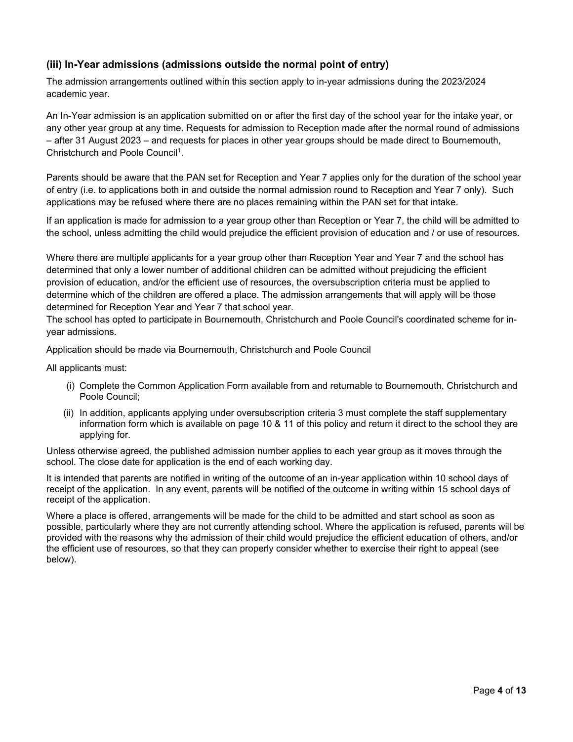### (iii) In-Year admissions (admissions outside the normal point of entry)

The admission arrangements outlined within this section apply to in-year admissions during the 2023/2024 academic year.

An In-Year admission is an application submitted on or after the first day of the school year for the intake year, or any other year group at any time. Requests for admission to Reception made after the normal round of admissions – after 31 August 2023 – and requests for places in other year groups should be made direct to Bournemouth, Christchurch and Poole Council[1].

Parents should be aware that the PAN set for Reception and Year 7 applies only for the duration of the school year of entry (i.e. to applications both in and outside the normal admission round to Reception and Year 7 only). Such applications may be refused where there are no places remaining within the PAN set for that intake.

If an application is made for admission to a year group other than Reception or Year 7, the child will be admitted to the school, unless admitting the child would prejudice the efficient provision of education and / or use of resources.

Where there are multiple applicants for a year group other than Reception Year and Year 7 and the school has determined that only a lower number of additional children can be admitted without prejudicing the efficient provision of education, and/or the efficient use of resources, the oversubscription criteria must be applied to determine which of the children are offered a place. The admission arrangements that will apply will be those determined for Reception Year and Year 7 that school year.

The school has opted to participate in Bournemouth, Christchurch and Poole Council's coordinated scheme for in-year admissions.

Application should be made via Bournemouth, Christchurch and Poole Council

All applicants must:

(i) Complete the Common Application Form available from and returnable to Bournemouth, Christchurch and Poole Council;

(ii) In addition, applicants applying under oversubscription criteria 3 must complete the staff supplementary information form which is available on page 10 & 11 of this policy and return it direct to the school they are applying for.

Unless otherwise agreed, the published admission number applies to each year group as it moves through the school. The close date for application is the end of each working day.

It is intended that parents are notified in writing of the outcome of an in-year application within 10 school days of receipt of the application. In any event, parents will be notified of the outcome in writing within 15 school days of receipt of the application.

Where a place is offered, arrangements will be made for the child to be admitted and start school as soon as possible, particularly where they are not currently attending school. Where the application is refused, parents will be provided with the reasons why the admission of their child would prejudice the efficient education of others, and/or the efficient use of resources, so that they can properly consider whether to exercise their right to appeal (see below).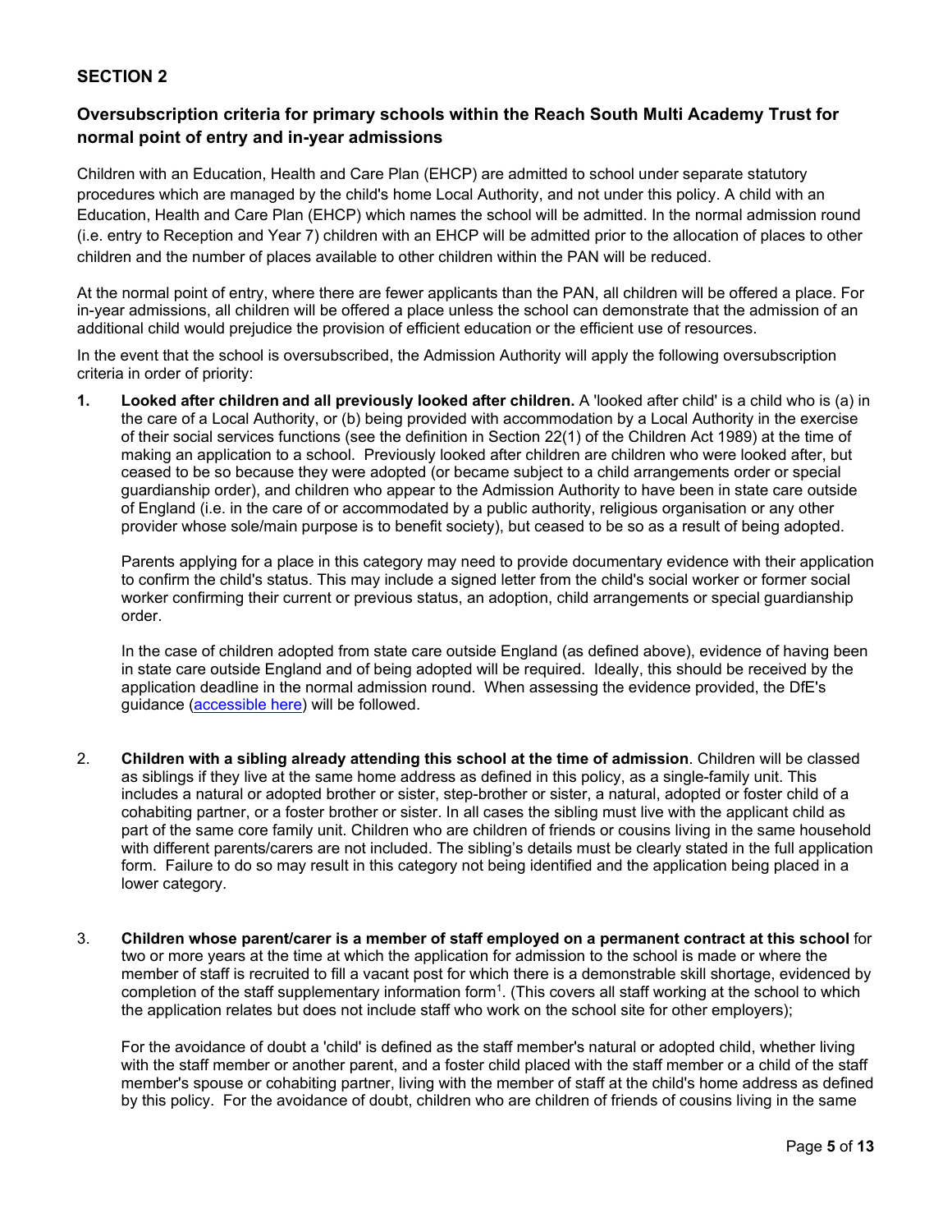## SECTION 2

### Oversubscription criteria for primary schools within the Reach South Multi Academy Trust for normal point of entry and in-year admissions

Children with an Education, Health and Care Plan (EHCP) are admitted to school under separate statutory procedures which are managed by the child's home Local Authority, and not under this policy. A child with an Education, Health and Care Plan (EHCP) which names the school will be admitted. In the normal admission round (i.e. entry to Reception and Year 7) children with an EHCP will be admitted prior to the allocation of places to other children and the number of places available to other children within the PAN will be reduced.

At the normal point of entry, where there are fewer applicants than the PAN, all children will be offered a place. For in-year admissions, all children will be offered a place unless the school can demonstrate that the admission of an additional child would prejudice the provision of efficient education or the efficient use of resources.

In the event that the school is oversubscribed, the Admission Authority will apply the following oversubscription criteria in order of priority:

1. **Looked after children and all previously looked after children.** A 'looked after child' is a child who is (a) in the care of a Local Authority, or (b) being provided with accommodation by a Local Authority in the exercise of their social services functions (see the definition in Section 22(1) of the Children Act 1989) at the time of making an application to a school. Previously looked after children are children who were looked after, but ceased to be so because they were adopted (or became subject to a child arrangements order or special guardianship order), and children who appear to the Admission Authority to have been in state care outside of England (i.e. in the care of or accommodated by a public authority, religious organisation or any other provider whose sole/main purpose is to benefit society), but ceased to be so as a result of being adopted.

   Parents applying for a place in this category may need to provide documentary evidence with their application to confirm the child's status. This may include a signed letter from the child's social worker or former social worker confirming their current or previous status, an adoption, child arrangements or special guardianship order.

   In the case of children adopted from state care outside England (as defined above), evidence of having been in state care outside England and of being adopted will be required. Ideally, this should be received by the application deadline in the normal admission round. When assessing the evidence provided, the DfE's guidance (accessible here) will be followed.

2. **Children with a sibling already attending this school at the time of admission**. Children will be classed as siblings if they live at the same home address as defined in this policy, as a single-family unit. This includes a natural or adopted brother or sister, step-brother or sister, a natural, adopted or foster child of a cohabiting partner, or a foster brother or sister. In all cases the sibling must live with the applicant child as part of the same core family unit. Children who are children of friends or cousins living in the same household with different parents/carers are not included. The sibling's details must be clearly stated in the full application form. Failure to do so may result in this category not being identified and the application being placed in a lower category.

3. **Children whose parent/carer is a member of staff employed on a permanent contract at this school** for two or more years at the time at which the application for admission to the school is made or where the member of staff is recruited to fill a vacant post for which there is a demonstrable skill shortage, evidenced by completion of the staff supplementary information form[1]. (This covers all staff working at the school to which the application relates but does not include staff who work on the school site for other employers);

   For the avoidance of doubt a 'child' is defined as the staff member's natural or adopted child, whether living with the staff member or another parent, and a foster child placed with the staff member or a child of the staff member's spouse or cohabiting partner, living with the member of staff at the child's home address as defined by this policy. For the avoidance of doubt, children who are children of friends of cousins living in the same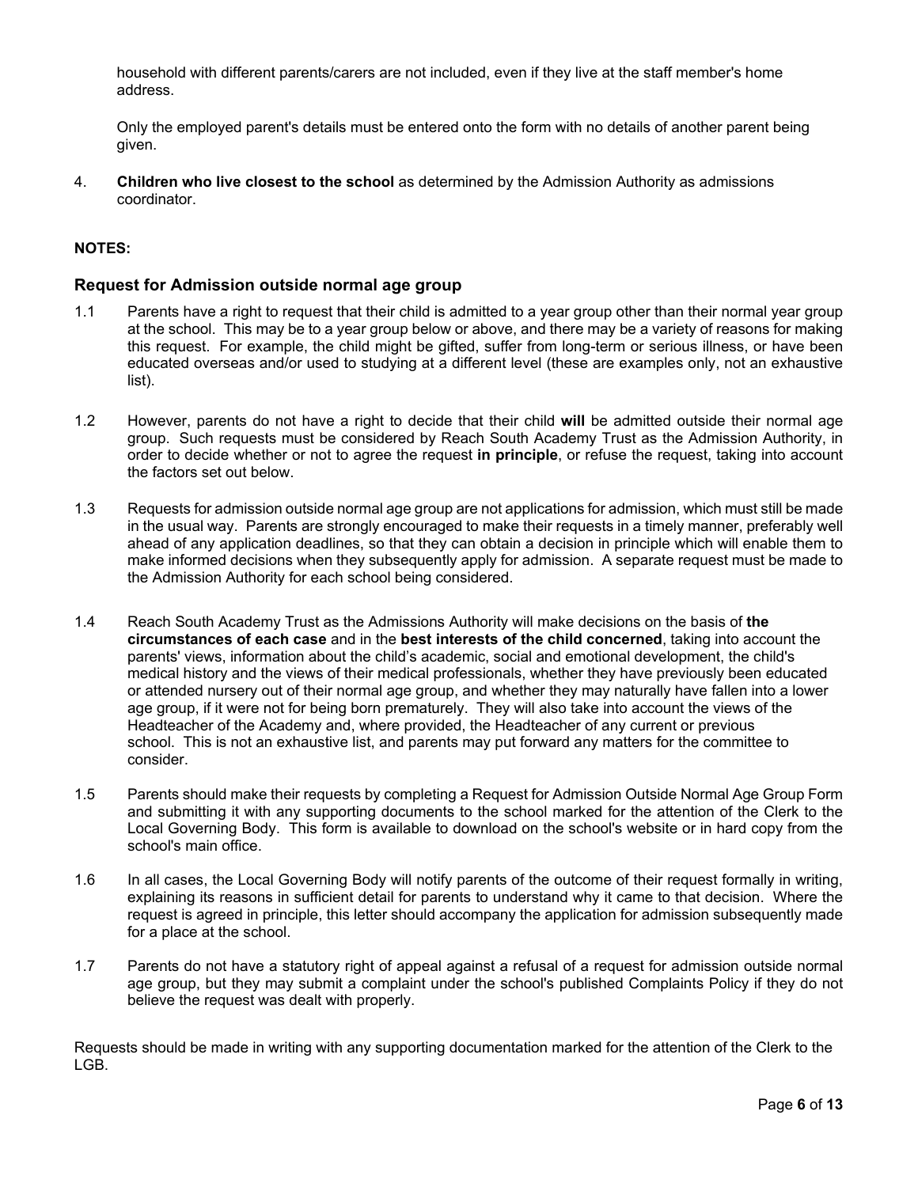household with different parents/carers are not included, even if they live at the staff member's home address.

Only the employed parent's details must be entered onto the form with no details of another parent being given.

4. **Children who live closest to the school** as determined by the Admission Authority as admissions coordinator.

**NOTES:**

### Request for Admission outside normal age group

1.1 Parents have a right to request that their child is admitted to a year group other than their normal year group at the school. This may be to a year group below or above, and there may be a variety of reasons for making this request. For example, the child might be gifted, suffer from long-term or serious illness, or have been educated overseas and/or used to studying at a different level (these are examples only, not an exhaustive list).

1.2 However, parents do not have a right to decide that their child **will** be admitted outside their normal age group. Such requests must be considered by Reach South Academy Trust as the Admission Authority, in order to decide whether or not to agree the request **in principle**, or refuse the request, taking into account the factors set out below.

1.3 Requests for admission outside normal age group are not applications for admission, which must still be made in the usual way. Parents are strongly encouraged to make their requests in a timely manner, preferably well ahead of any application deadlines, so that they can obtain a decision in principle which will enable them to make informed decisions when they subsequently apply for admission. A separate request must be made to the Admission Authority for each school being considered.

1.4 Reach South Academy Trust as the Admissions Authority will make decisions on the basis of **the circumstances of each case** and in the **best interests of the child concerned**, taking into account the parents' views, information about the child's academic, social and emotional development, the child's medical history and the views of their medical professionals, whether they have previously been educated or attended nursery out of their normal age group, and whether they may naturally have fallen into a lower age group, if it were not for being born prematurely. They will also take into account the views of the Headteacher of the Academy and, where provided, the Headteacher of any current or previous school. This is not an exhaustive list, and parents may put forward any matters for the committee to consider.

1.5 Parents should make their requests by completing a Request for Admission Outside Normal Age Group Form and submitting it with any supporting documents to the school marked for the attention of the Clerk to the Local Governing Body. This form is available to download on the school's website or in hard copy from the school's main office.

1.6 In all cases, the Local Governing Body will notify parents of the outcome of their request formally in writing, explaining its reasons in sufficient detail for parents to understand why it came to that decision. Where the request is agreed in principle, this letter should accompany the application for admission subsequently made for a place at the school.

1.7 Parents do not have a statutory right of appeal against a refusal of a request for admission outside normal age group, but they may submit a complaint under the school's published Complaints Policy if they do not believe the request was dealt with properly.

Requests should be made in writing with any supporting documentation marked for the attention of the Clerk to the LGB.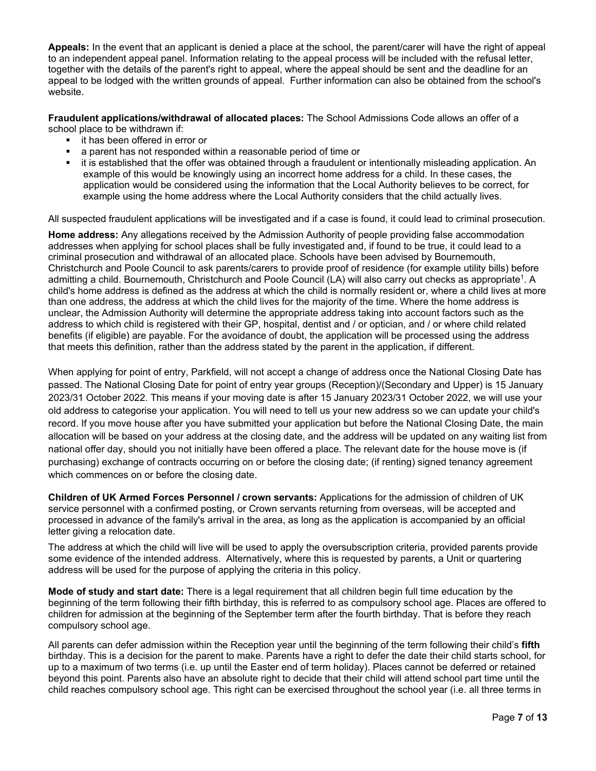**Appeals:** In the event that an applicant is denied a place at the school, the parent/carer will have the right of appeal to an independent appeal panel. Information relating to the appeal process will be included with the refusal letter, together with the details of the parent's right to appeal, where the appeal should be sent and the deadline for an appeal to be lodged with the written grounds of appeal. Further information can also be obtained from the school's website.

**Fraudulent applications/withdrawal of allocated places:** The School Admissions Code allows an offer of a school place to be withdrawn if:

- it has been offered in error or
- a parent has not responded within a reasonable period of time or
- it is established that the offer was obtained through a fraudulent or intentionally misleading application. An example of this would be knowingly using an incorrect home address for a child. In these cases, the application would be considered using the information that the Local Authority believes to be correct, for example using the home address where the Local Authority considers that the child actually lives.

All suspected fraudulent applications will be investigated and if a case is found, it could lead to criminal prosecution.

**Home address:** Any allegations received by the Admission Authority of people providing false accommodation addresses when applying for school places shall be fully investigated and, if found to be true, it could lead to a criminal prosecution and withdrawal of an allocated place. Schools have been advised by Bournemouth, Christchurch and Poole Council to ask parents/carers to provide proof of residence (for example utility bills) before admitting a child. Bournemouth, Christchurch and Poole Council (LA) will also carry out checks as appropriate[1]. A child's home address is defined as the address at which the child is normally resident or, where a child lives at more than one address, the address at which the child lives for the majority of the time. Where the home address is unclear, the Admission Authority will determine the appropriate address taking into account factors such as the address to which child is registered with their GP, hospital, dentist and / or optician, and / or where child related benefits (if eligible) are payable. For the avoidance of doubt, the application will be processed using the address that meets this definition, rather than the address stated by the parent in the application, if different.

When applying for point of entry, Parkfield, will not accept a change of address once the National Closing Date has passed. The National Closing Date for point of entry year groups (Reception)/(Secondary and Upper) is 15 January 2023/31 October 2022. This means if your moving date is after 15 January 2023/31 October 2022, we will use your old address to categorise your application. You will need to tell us your new address so we can update your child's record. If you move house after you have submitted your application but before the National Closing Date, the main allocation will be based on your address at the closing date, and the address will be updated on any waiting list from national offer day, should you not initially have been offered a place. The relevant date for the house move is (if purchasing) exchange of contracts occurring on or before the closing date; (if renting) signed tenancy agreement which commences on or before the closing date.

**Children of UK Armed Forces Personnel / crown servants:** Applications for the admission of children of UK service personnel with a confirmed posting, or Crown servants returning from overseas, will be accepted and processed in advance of the family's arrival in the area, as long as the application is accompanied by an official letter giving a relocation date.

The address at which the child will live will be used to apply the oversubscription criteria, provided parents provide some evidence of the intended address. Alternatively, where this is requested by parents, a Unit or quartering address will be used for the purpose of applying the criteria in this policy.

**Mode of study and start date:** There is a legal requirement that all children begin full time education by the beginning of the term following their fifth birthday, this is referred to as compulsory school age. Places are offered to children for admission at the beginning of the September term after the fourth birthday. That is before they reach compulsory school age.

All parents can defer admission within the Reception year until the beginning of the term following their child's **fifth** birthday. This is a decision for the parent to make. Parents have a right to defer the date their child starts school, for up to a maximum of two terms (i.e. up until the Easter end of term holiday). Places cannot be deferred or retained beyond this point. Parents also have an absolute right to decide that their child will attend school part time until the child reaches compulsory school age. This right can be exercised throughout the school year (i.e. all three terms in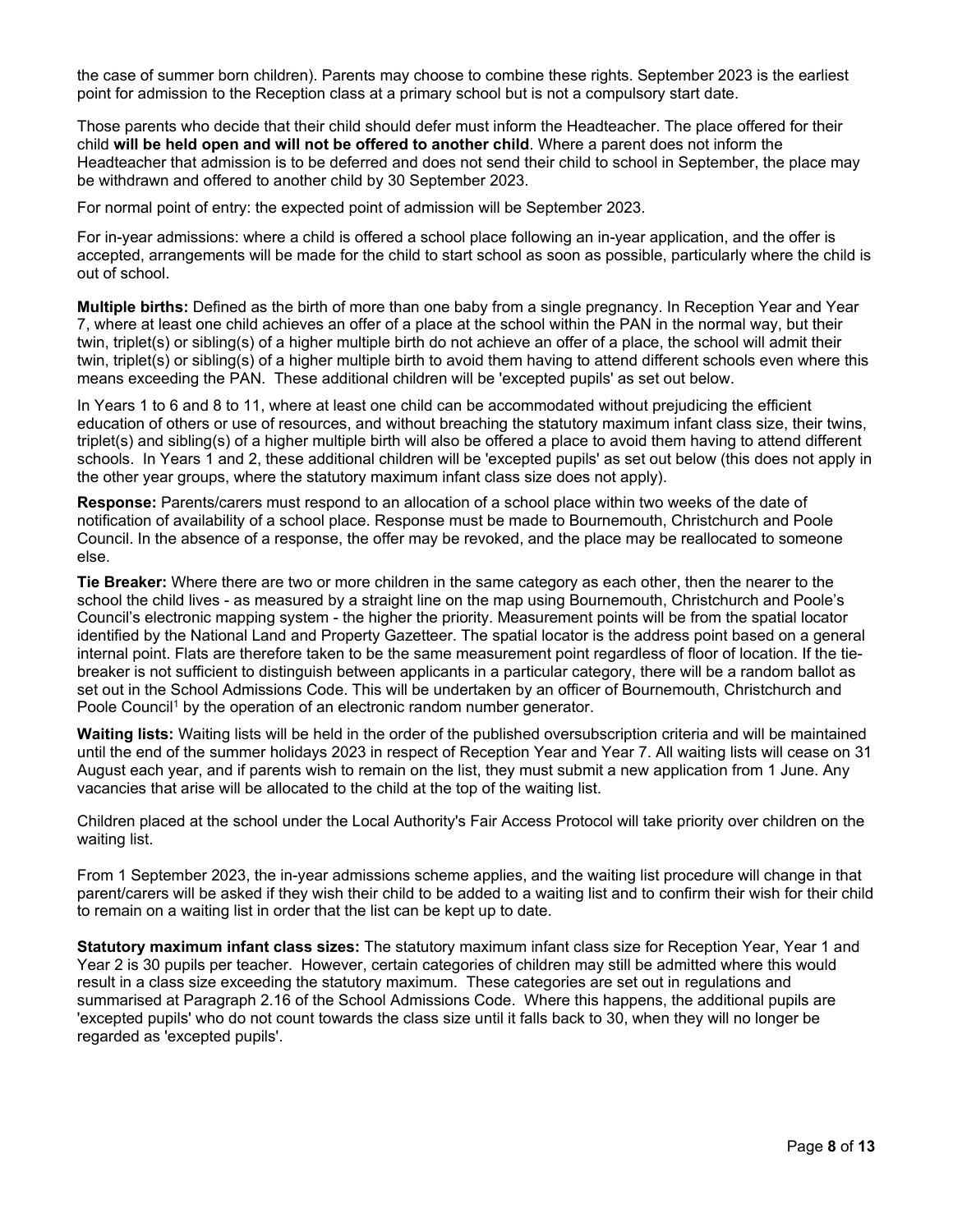the case of summer born children). Parents may choose to combine these rights. September 2023 is the earliest point for admission to the Reception class at a primary school but is not a compulsory start date.

Those parents who decide that their child should defer must inform the Headteacher. The place offered for their child **will be held open and will not be offered to another child**. Where a parent does not inform the Headteacher that admission is to be deferred and does not send their child to school in September, the place may be withdrawn and offered to another child by 30 September 2023.

For normal point of entry: the expected point of admission will be September 2023.

For in-year admissions: where a child is offered a school place following an in-year application, and the offer is accepted, arrangements will be made for the child to start school as soon as possible, particularly where the child is out of school.

**Multiple births:** Defined as the birth of more than one baby from a single pregnancy. In Reception Year and Year 7, where at least one child achieves an offer of a place at the school within the PAN in the normal way, but their twin, triplet(s) or sibling(s) of a higher multiple birth do not achieve an offer of a place, the school will admit their twin, triplet(s) or sibling(s) of a higher multiple birth to avoid them having to attend different schools even where this means exceeding the PAN. These additional children will be 'excepted pupils' as set out below.

In Years 1 to 6 and 8 to 11, where at least one child can be accommodated without prejudicing the efficient education of others or use of resources, and without breaching the statutory maximum infant class size, their twins, triplet(s) and sibling(s) of a higher multiple birth will also be offered a place to avoid them having to attend different schools. In Years 1 and 2, these additional children will be 'excepted pupils' as set out below (this does not apply in the other year groups, where the statutory maximum infant class size does not apply).

**Response:** Parents/carers must respond to an allocation of a school place within two weeks of the date of notification of availability of a school place. Response must be made to Bournemouth, Christchurch and Poole Council. In the absence of a response, the offer may be revoked, and the place may be reallocated to someone else.

**Tie Breaker:** Where there are two or more children in the same category as each other, then the nearer to the school the child lives - as measured by a straight line on the map using Bournemouth, Christchurch and Poole's Council's electronic mapping system - the higher the priority. Measurement points will be from the spatial locator identified by the National Land and Property Gazetteer. The spatial locator is the address point based on a general internal point. Flats are therefore taken to be the same measurement point regardless of floor of location. If the tie-breaker is not sufficient to distinguish between applicants in a particular category, there will be a random ballot as set out in the School Admissions Code. This will be undertaken by an officer of Bournemouth, Christchurch and Poole Council[1] by the operation of an electronic random number generator.

**Waiting lists:** Waiting lists will be held in the order of the published oversubscription criteria and will be maintained until the end of the summer holidays 2023 in respect of Reception Year and Year 7. All waiting lists will cease on 31 August each year, and if parents wish to remain on the list, they must submit a new application from 1 June. Any vacancies that arise will be allocated to the child at the top of the waiting list.

Children placed at the school under the Local Authority's Fair Access Protocol will take priority over children on the waiting list.

From 1 September 2023, the in-year admissions scheme applies, and the waiting list procedure will change in that parent/carers will be asked if they wish their child to be added to a waiting list and to confirm their wish for their child to remain on a waiting list in order that the list can be kept up to date.

**Statutory maximum infant class sizes:** The statutory maximum infant class size for Reception Year, Year 1 and Year 2 is 30 pupils per teacher. However, certain categories of children may still be admitted where this would result in a class size exceeding the statutory maximum. These categories are set out in regulations and summarised at Paragraph 2.16 of the School Admissions Code. Where this happens, the additional pupils are 'excepted pupils' who do not count towards the class size until it falls back to 30, when they will no longer be regarded as 'excepted pupils'.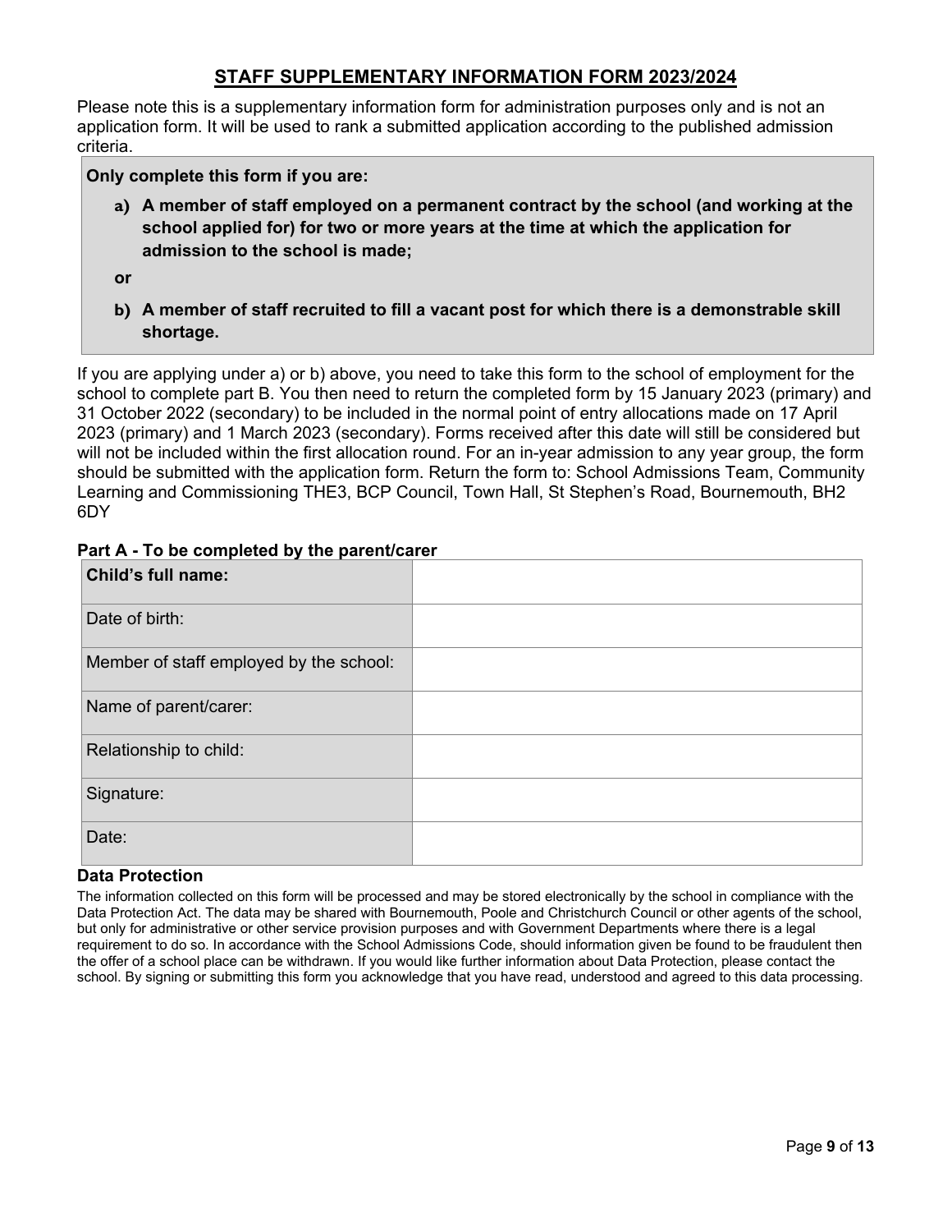# STAFF SUPPLEMENTARY INFORMATION FORM 2023/2024

Please note this is a supplementary information form for administration purposes only and is not an application form. It will be used to rank a submitted application according to the published admission criteria.

**Only complete this form if you are:**

**a) A member of staff employed on a permanent contract by the school (and working at the school applied for) for two or more years at the time at which the application for admission to the school is made;**

**or**

**b) A member of staff recruited to fill a vacant post for which there is a demonstrable skill shortage.**

If you are applying under a) or b) above, you need to take this form to the school of employment for the school to complete part B. You then need to return the completed form by 15 January 2023 (primary) and 31 October 2022 (secondary) to be included in the normal point of entry allocations made on 17 April 2023 (primary) and 1 March 2023 (secondary). Forms received after this date will still be considered but will not be included within the first allocation round. For an in-year admission to any year group, the form should be submitted with the application form. Return the form to: School Admissions Team, Community Learning and Commissioning THE3, BCP Council, Town Hall, St Stephen's Road, Bournemouth, BH2 6DY

**Part A - To be completed by the parent/carer**

| **Child's full name:** | |
|---|---|
| Date of birth: | |
| Member of staff employed by the school: | |
| Name of parent/carer: | |
| Relationship to child: | |
| Signature: | |
| Date: | |

### Data Protection

The information collected on this form will be processed and may be stored electronically by the school in compliance with the Data Protection Act. The data may be shared with Bournemouth, Poole and Christchurch Council or other agents of the school, but only for administrative or other service provision purposes and with Government Departments where there is a legal requirement to do so. In accordance with the School Admissions Code, should information given be found to be fraudulent then the offer of a school place can be withdrawn. If you would like further information about Data Protection, please contact the school. By signing or submitting this form you acknowledge that you have read, understood and agreed to this data processing.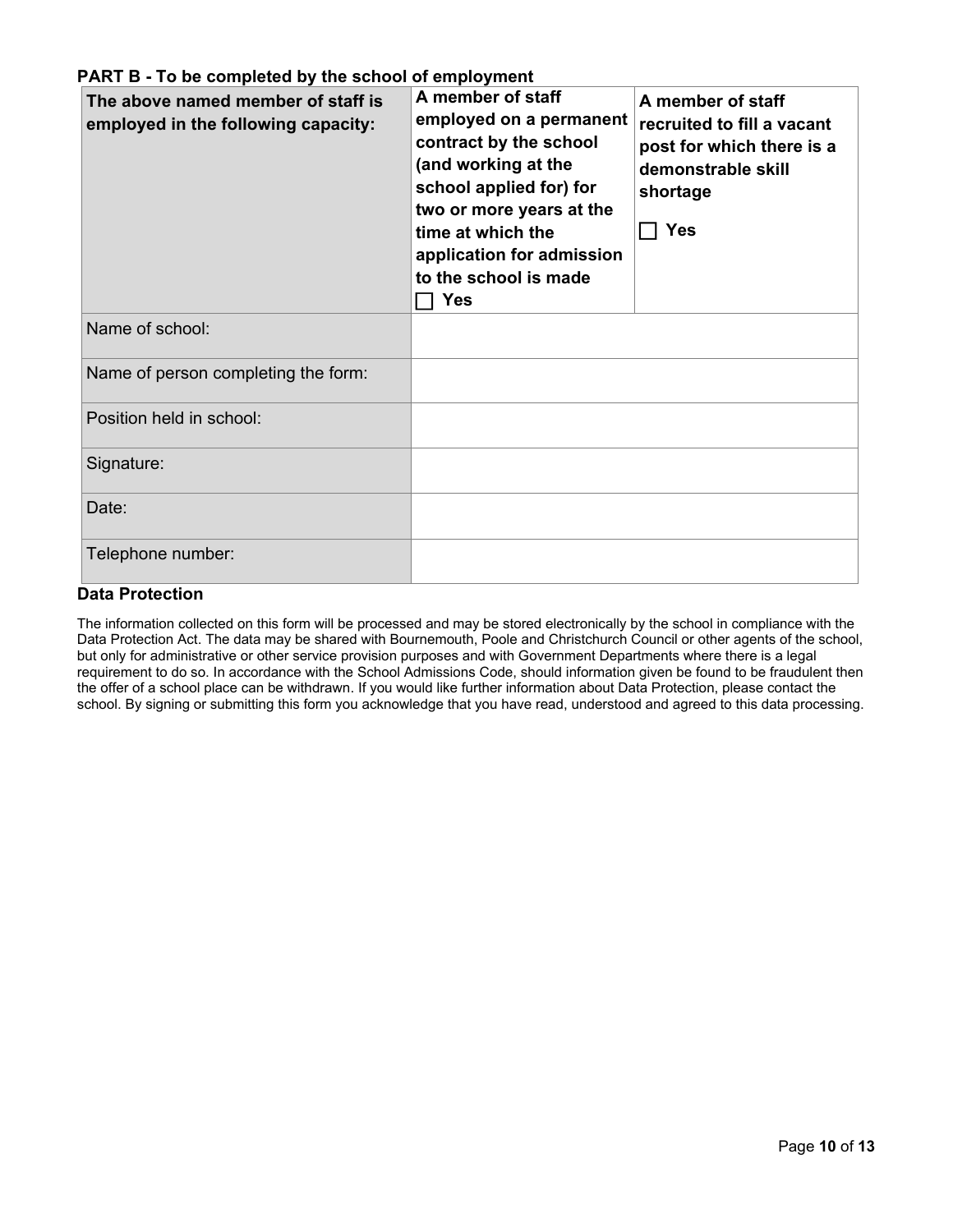**PART B - To be completed by the school of employment**

| **The above named member of staff is employed in the following capacity:** | **A member of staff employed on a permanent contract by the school (and working at the school applied for) for two or more years at the time at which the application for admission to the school is made** ☐ **Yes** | **A member of staff recruited to fill a vacant post for which there is a demonstrable skill shortage** ☐ **Yes** |
|---|---|---|
| Name of school: | | |
| Name of person completing the form: | | |
| Position held in school: | | |
| Signature: | | |
| Date: | | |
| Telephone number: | | |

**Data Protection**

The information collected on this form will be processed and may be stored electronically by the school in compliance with the Data Protection Act. The data may be shared with Bournemouth, Poole and Christchurch Council or other agents of the school, but only for administrative or other service provision purposes and with Government Departments where there is a legal requirement to do so. In accordance with the School Admissions Code, should information given be found to be fraudulent then the offer of a school place can be withdrawn. If you would like further information about Data Protection, please contact the school. By signing or submitting this form you acknowledge that you have read, understood and agreed to this data processing.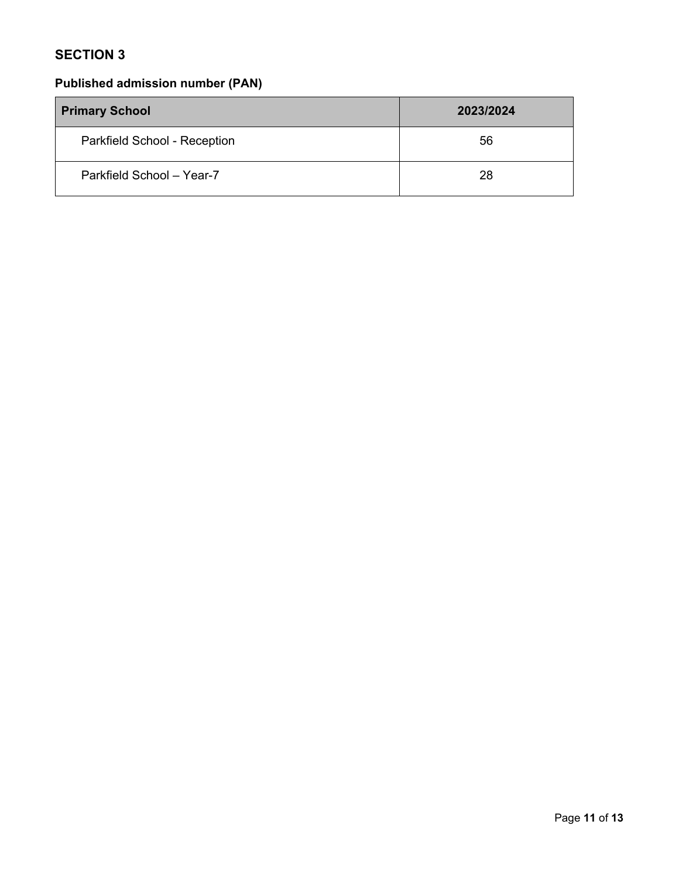## SECTION 3

### Published admission number (PAN)

| Primary School | 2023/2024 |
|---|---|
| Parkfield School - Reception | 56 |
| Parkfield School – Year-7 | 28 |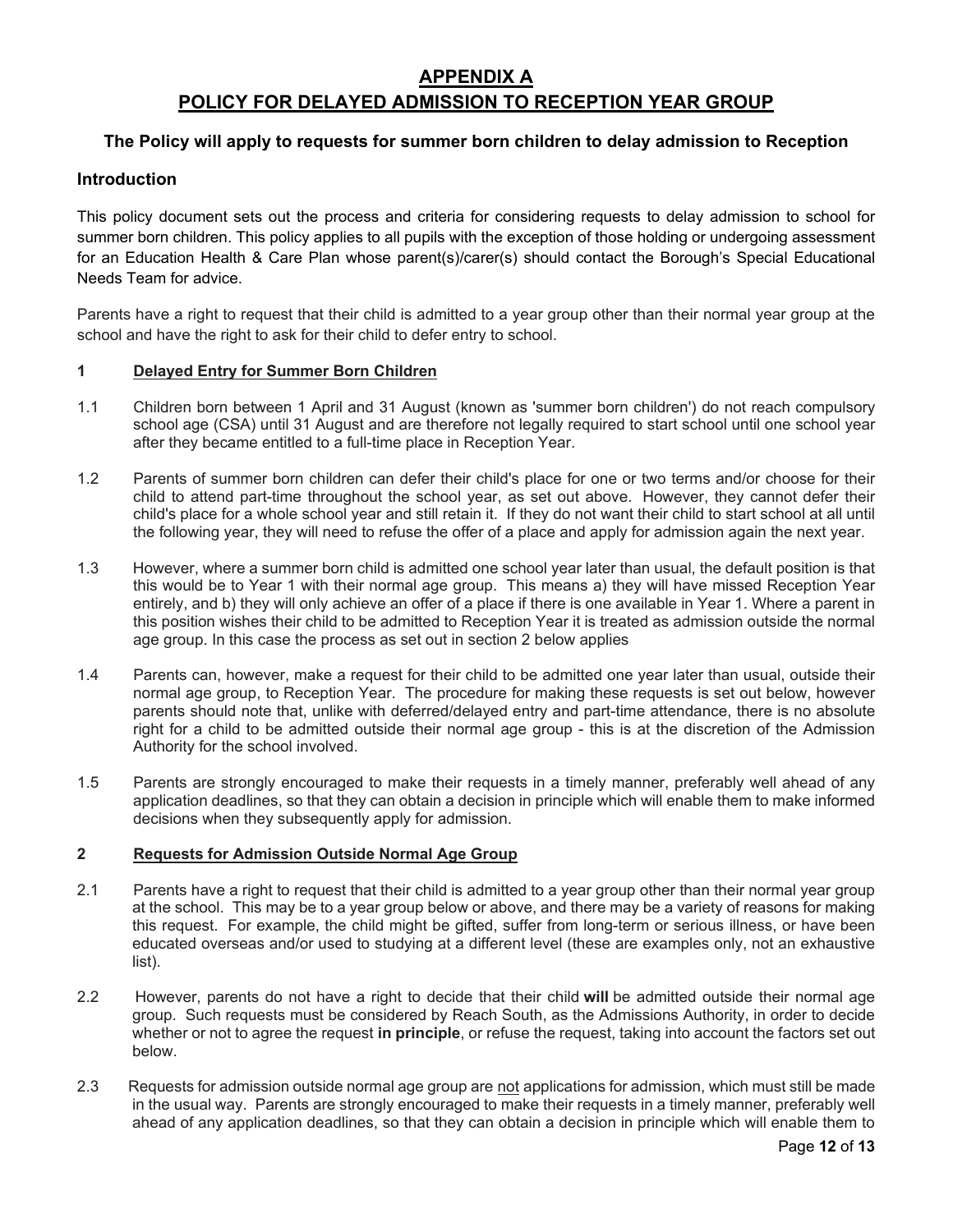# APPENDIX A
# POLICY FOR DELAYED ADMISSION TO RECEPTION YEAR GROUP

### The Policy will apply to requests for summer born children to delay admission to Reception

### Introduction

This policy document sets out the process and criteria for considering requests to delay admission to school for summer born children. This policy applies to all pupils with the exception of those holding or undergoing assessment for an Education Health & Care Plan whose parent(s)/carer(s) should contact the Borough's Special Educational Needs Team for advice.

Parents have a right to request that their child is admitted to a year group other than their normal year group at the school and have the right to ask for their child to defer entry to school.

### 1 Delayed Entry for Summer Born Children

1.1 Children born between 1 April and 31 August (known as 'summer born children') do not reach compulsory school age (CSA) until 31 August and are therefore not legally required to start school until one school year after they became entitled to a full-time place in Reception Year.

1.2 Parents of summer born children can defer their child's place for one or two terms and/or choose for their child to attend part-time throughout the school year, as set out above. However, they cannot defer their child's place for a whole school year and still retain it. If they do not want their child to start school at all until the following year, they will need to refuse the offer of a place and apply for admission again the next year.

1.3 However, where a summer born child is admitted one school year later than usual, the default position is that this would be to Year 1 with their normal age group. This means a) they will have missed Reception Year entirely, and b) they will only achieve an offer of a place if there is one available in Year 1. Where a parent in this position wishes their child to be admitted to Reception Year it is treated as admission outside the normal age group. In this case the process as set out in section 2 below applies

1.4 Parents can, however, make a request for their child to be admitted one year later than usual, outside their normal age group, to Reception Year. The procedure for making these requests is set out below, however parents should note that, unlike with deferred/delayed entry and part-time attendance, there is no absolute right for a child to be admitted outside their normal age group - this is at the discretion of the Admission Authority for the school involved.

1.5 Parents are strongly encouraged to make their requests in a timely manner, preferably well ahead of any application deadlines, so that they can obtain a decision in principle which will enable them to make informed decisions when they subsequently apply for admission.

### 2 Requests for Admission Outside Normal Age Group

2.1 Parents have a right to request that their child is admitted to a year group other than their normal year group at the school. This may be to a year group below or above, and there may be a variety of reasons for making this request. For example, the child might be gifted, suffer from long-term or serious illness, or have been educated overseas and/or used to studying at a different level (these are examples only, not an exhaustive list).

2.2 However, parents do not have a right to decide that their child **will** be admitted outside their normal age group. Such requests must be considered by Reach South, as the Admissions Authority, in order to decide whether or not to agree the request **in principle**, or refuse the request, taking into account the factors set out below.

2.3 Requests for admission outside normal age group are <u>not</u> applications for admission, which must still be made in the usual way. Parents are strongly encouraged to make their requests in a timely manner, preferably well ahead of any application deadlines, so that they can obtain a decision in principle which will enable them to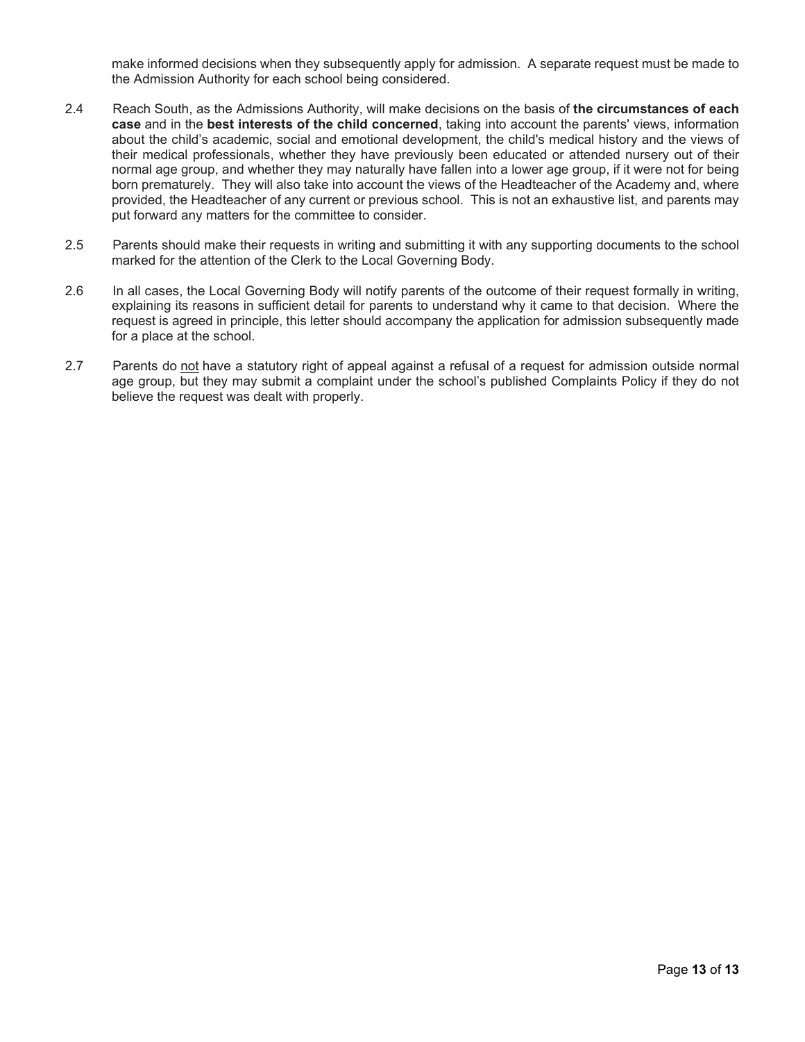make informed decisions when they subsequently apply for admission. A separate request must be made to the Admission Authority for each school being considered.

2.4 Reach South, as the Admissions Authority, will make decisions on the basis of **the circumstances of each case** and in the **best interests of the child concerned**, taking into account the parents' views, information about the child's academic, social and emotional development, the child's medical history and the views of their medical professionals, whether they have previously been educated or attended nursery out of their normal age group, and whether they may naturally have fallen into a lower age group, if it were not for being born prematurely. They will also take into account the views of the Headteacher of the Academy and, where provided, the Headteacher of any current or previous school. This is not an exhaustive list, and parents may put forward any matters for the committee to consider.

2.5 Parents should make their requests in writing and submitting it with any supporting documents to the school marked for the attention of the Clerk to the Local Governing Body.

2.6 In all cases, the Local Governing Body will notify parents of the outcome of their request formally in writing, explaining its reasons in sufficient detail for parents to understand why it came to that decision. Where the request is agreed in principle, this letter should accompany the application for admission subsequently made for a place at the school.

2.7 Parents do <u>not</u> have a statutory right of appeal against a refusal of a request for admission outside normal age group, but they may submit a complaint under the school's published Complaints Policy if they do not believe the request was dealt with properly.